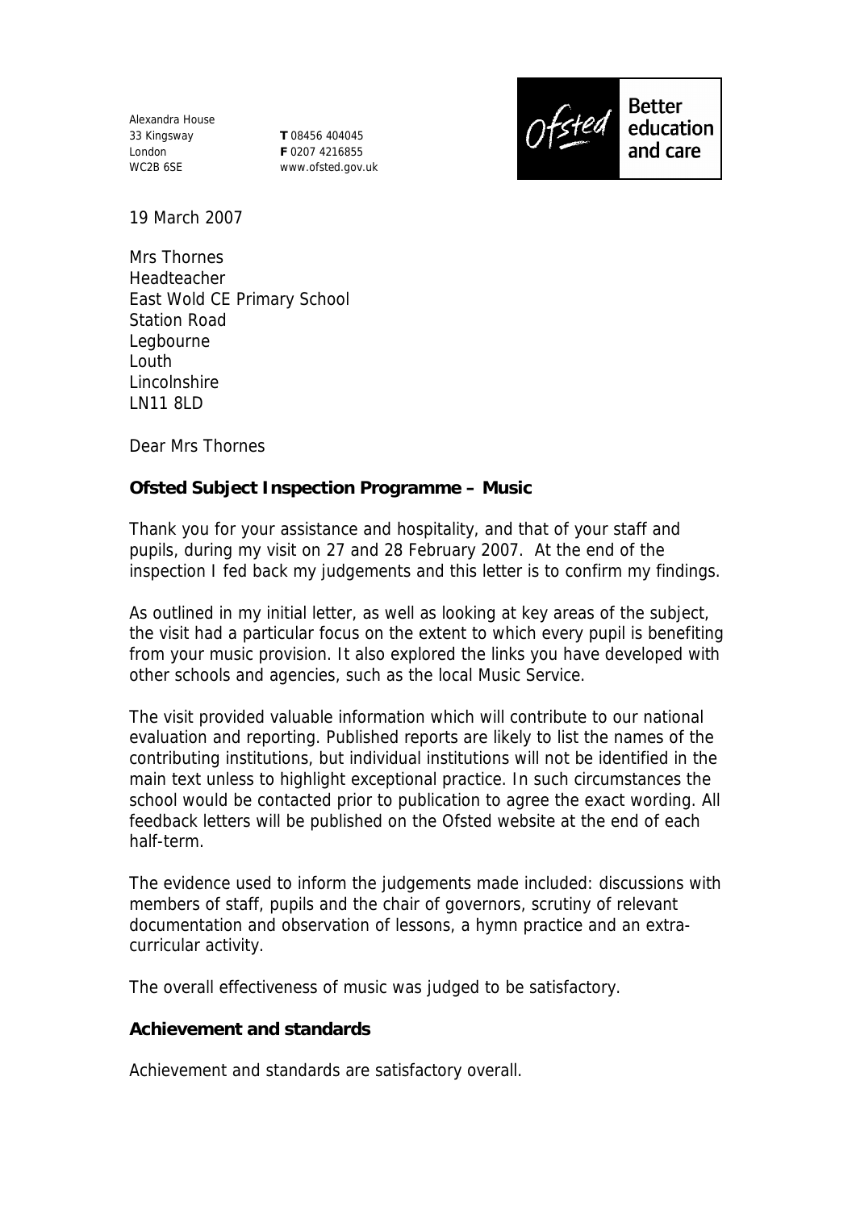Alexandra House
33 Kingsway
London
WC2B 6SE

**T** 08456 404045
**F** 0207 4216855
www.ofsted.gov.uk

Ofsted Better education and care

19 March 2007

Mrs Thornes
Headteacher
East Wold CE Primary School
Station Road
Legbourne
Louth
Lincolnshire
LN11 8LD

Dear Mrs Thornes

**Ofsted Subject Inspection Programme – Music**

Thank you for your assistance and hospitality, and that of your staff and pupils, during my visit on 27 and 28 February 2007. At the end of the inspection I fed back my judgements and this letter is to confirm my findings.

As outlined in my initial letter, as well as looking at key areas of the subject, the visit had a particular focus on the extent to which every pupil is benefiting from your music provision. It also explored the links you have developed with other schools and agencies, such as the local Music Service.

The visit provided valuable information which will contribute to our national evaluation and reporting. Published reports are likely to list the names of the contributing institutions, but individual institutions will not be identified in the main text unless to highlight exceptional practice. In such circumstances the school would be contacted prior to publication to agree the exact wording. All feedback letters will be published on the Ofsted website at the end of each half-term.

The evidence used to inform the judgements made included: discussions with members of staff, pupils and the chair of governors, scrutiny of relevant documentation and observation of lessons, a hymn practice and an extra-curricular activity.

The overall effectiveness of music was judged to be satisfactory.

**Achievement and standards**

Achievement and standards are satisfactory overall.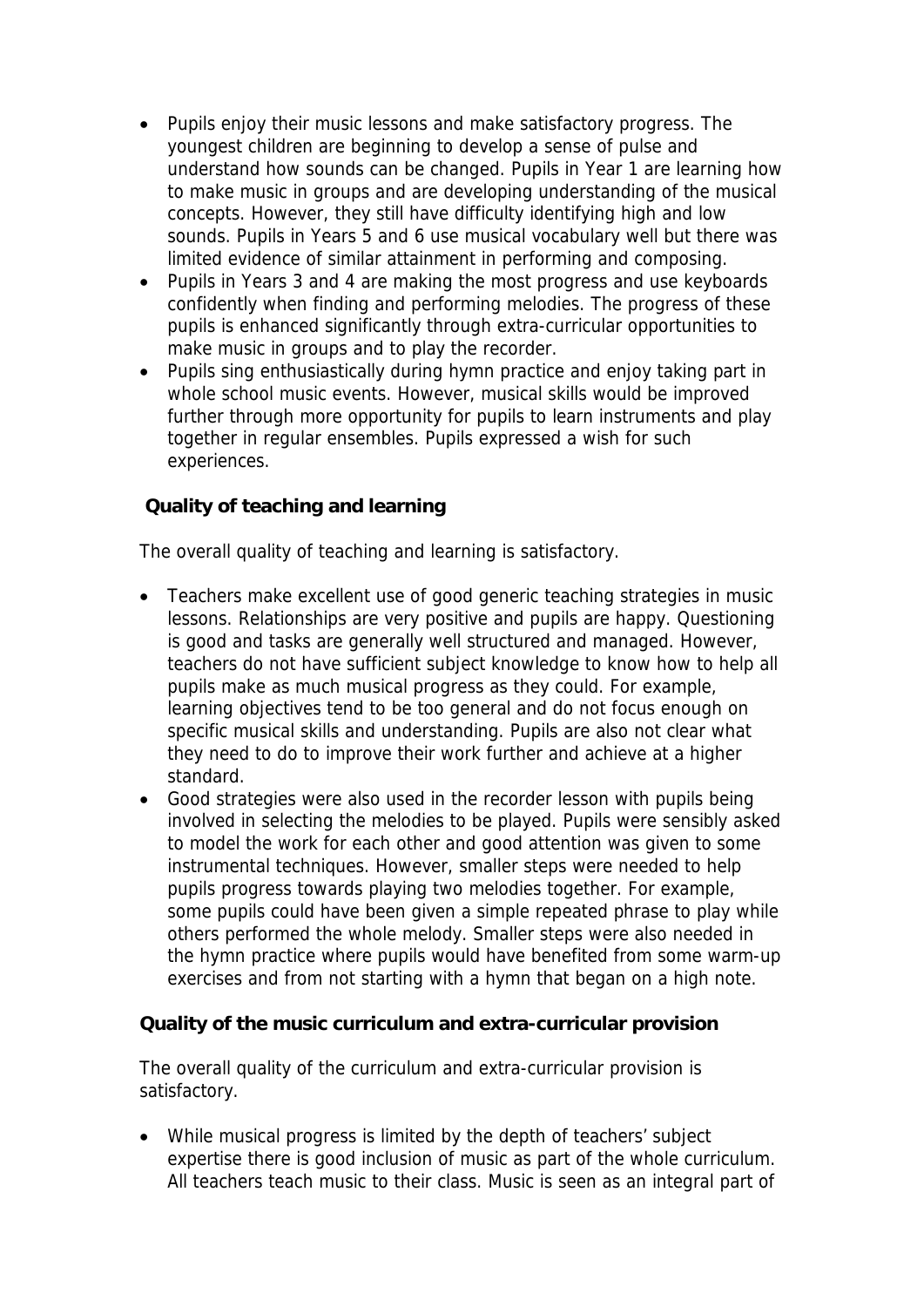- Pupils enjoy their music lessons and make satisfactory progress. The youngest children are beginning to develop a sense of pulse and understand how sounds can be changed. Pupils in Year 1 are learning how to make music in groups and are developing understanding of the musical concepts. However, they still have difficulty identifying high and low sounds. Pupils in Years 5 and 6 use musical vocabulary well but there was limited evidence of similar attainment in performing and composing.
- Pupils in Years 3 and 4 are making the most progress and use keyboards confidently when finding and performing melodies. The progress of these pupils is enhanced significantly through extra-curricular opportunities to make music in groups and to play the recorder.
- Pupils sing enthusiastically during hymn practice and enjoy taking part in whole school music events. However, musical skills would be improved further through more opportunity for pupils to learn instruments and play together in regular ensembles. Pupils expressed a wish for such experiences.

**Quality of teaching and learning**

The overall quality of teaching and learning is satisfactory.

- Teachers make excellent use of good generic teaching strategies in music lessons. Relationships are very positive and pupils are happy. Questioning is good and tasks are generally well structured and managed. However, teachers do not have sufficient subject knowledge to know how to help all pupils make as much musical progress as they could. For example, learning objectives tend to be too general and do not focus enough on specific musical skills and understanding. Pupils are also not clear what they need to do to improve their work further and achieve at a higher standard.
- Good strategies were also used in the recorder lesson with pupils being involved in selecting the melodies to be played. Pupils were sensibly asked to model the work for each other and good attention was given to some instrumental techniques. However, smaller steps were needed to help pupils progress towards playing two melodies together. For example, some pupils could have been given a simple repeated phrase to play while others performed the whole melody. Smaller steps were also needed in the hymn practice where pupils would have benefited from some warm-up exercises and from not starting with a hymn that began on a high note.

**Quality of the music curriculum and extra-curricular provision**

The overall quality of the curriculum and extra-curricular provision is satisfactory.

- While musical progress is limited by the depth of teachers' subject expertise there is good inclusion of music as part of the whole curriculum. All teachers teach music to their class. Music is seen as an integral part of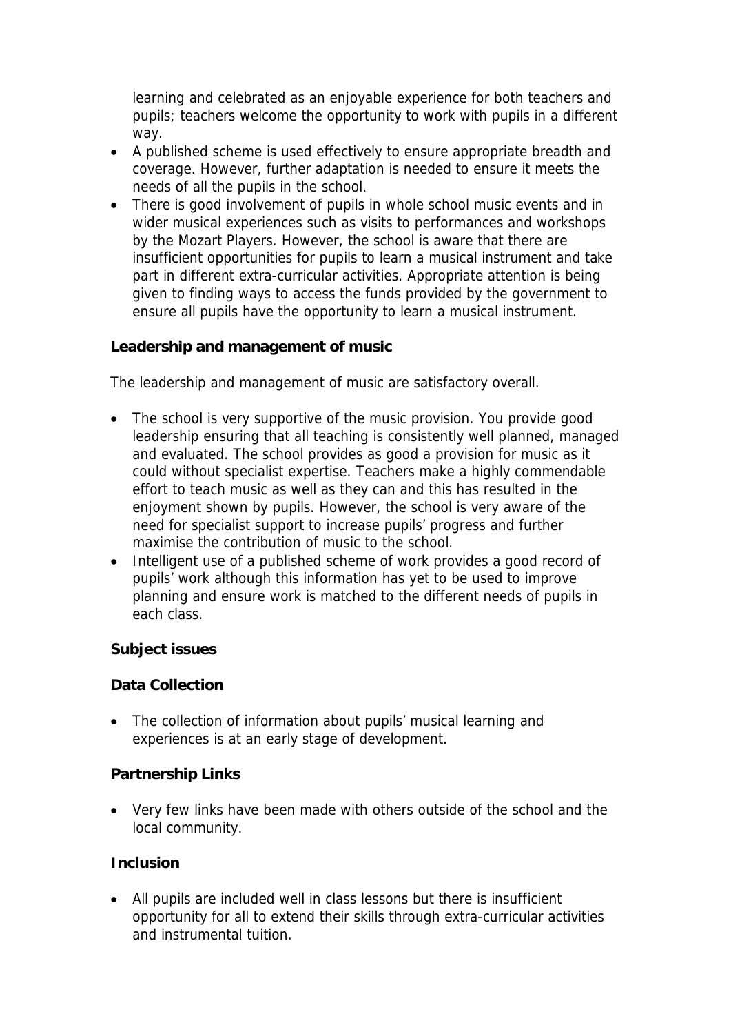learning and celebrated as an enjoyable experience for both teachers and pupils; teachers welcome the opportunity to work with pupils in a different way.

- A published scheme is used effectively to ensure appropriate breadth and coverage. However, further adaptation is needed to ensure it meets the needs of all the pupils in the school.
- There is good involvement of pupils in whole school music events and in wider musical experiences such as visits to performances and workshops by the Mozart Players. However, the school is aware that there are insufficient opportunities for pupils to learn a musical instrument and take part in different extra-curricular activities. Appropriate attention is being given to finding ways to access the funds provided by the government to ensure all pupils have the opportunity to learn a musical instrument.

**Leadership and management of music**

The leadership and management of music are satisfactory overall.

- The school is very supportive of the music provision. You provide good leadership ensuring that all teaching is consistently well planned, managed and evaluated. The school provides as good a provision for music as it could without specialist expertise. Teachers make a highly commendable effort to teach music as well as they can and this has resulted in the enjoyment shown by pupils. However, the school is very aware of the need for specialist support to increase pupils' progress and further maximise the contribution of music to the school.
- Intelligent use of a published scheme of work provides a good record of pupils' work although this information has yet to be used to improve planning and ensure work is matched to the different needs of pupils in each class.

**Subject issues**

**Data Collection**

- The collection of information about pupils' musical learning and experiences is at an early stage of development.

**Partnership Links**

- Very few links have been made with others outside of the school and the local community.

**Inclusion**

- All pupils are included well in class lessons but there is insufficient opportunity for all to extend their skills through extra-curricular activities and instrumental tuition.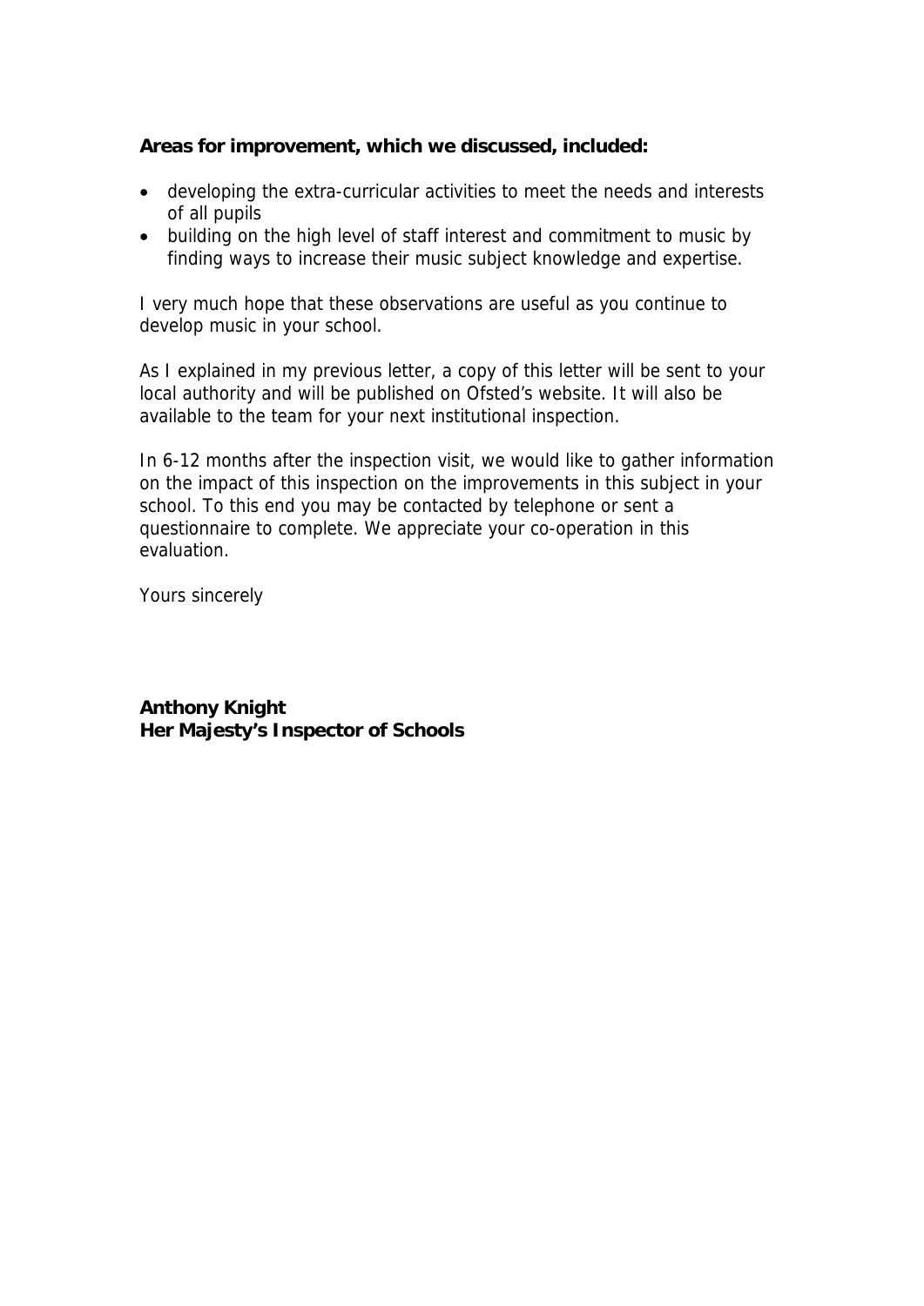**Areas for improvement, which we discussed, included:**

- developing the extra-curricular activities to meet the needs and interests of all pupils
- building on the high level of staff interest and commitment to music by finding ways to increase their music subject knowledge and expertise.

I very much hope that these observations are useful as you continue to develop music in your school.

As I explained in my previous letter, a copy of this letter will be sent to your local authority and will be published on Ofsted's website. It will also be available to the team for your next institutional inspection.

In 6-12 months after the inspection visit, we would like to gather information on the impact of this inspection on the improvements in this subject in your school. To this end you may be contacted by telephone or sent a questionnaire to complete. We appreciate your co-operation in this evaluation.

Yours sincerely

**Anthony Knight**
**Her Majesty's Inspector of Schools**